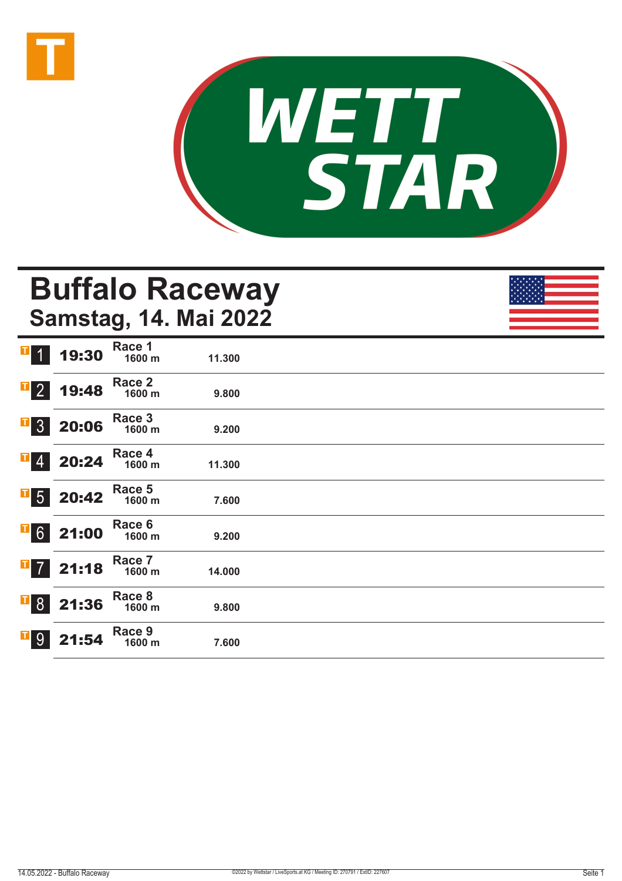WETT STAR

# Buffalo Raceway

## Samstag, 14. Mai 2022

| | Zeit | Rennen | Distanz | Preisgeld |
|---|---|---|---|---|
| 1 | 19:30 | Race 1 | 1600 m | 11.300 |
| 2 | 19:48 | Race 2 | 1600 m | 9.800 |
| 3 | 20:06 | Race 3 | 1600 m | 9.200 |
| 4 | 20:24 | Race 4 | 1600 m | 11.300 |
| 5 | 20:42 | Race 5 | 1600 m | 7.600 |
| 6 | 21:00 | Race 6 | 1600 m | 9.200 |
| 7 | 21:18 | Race 7 | 1600 m | 14.000 |
| 8 | 21:36 | Race 8 | 1600 m | 9.800 |
| 9 | 21:54 | Race 9 | 1600 m | 7.600 |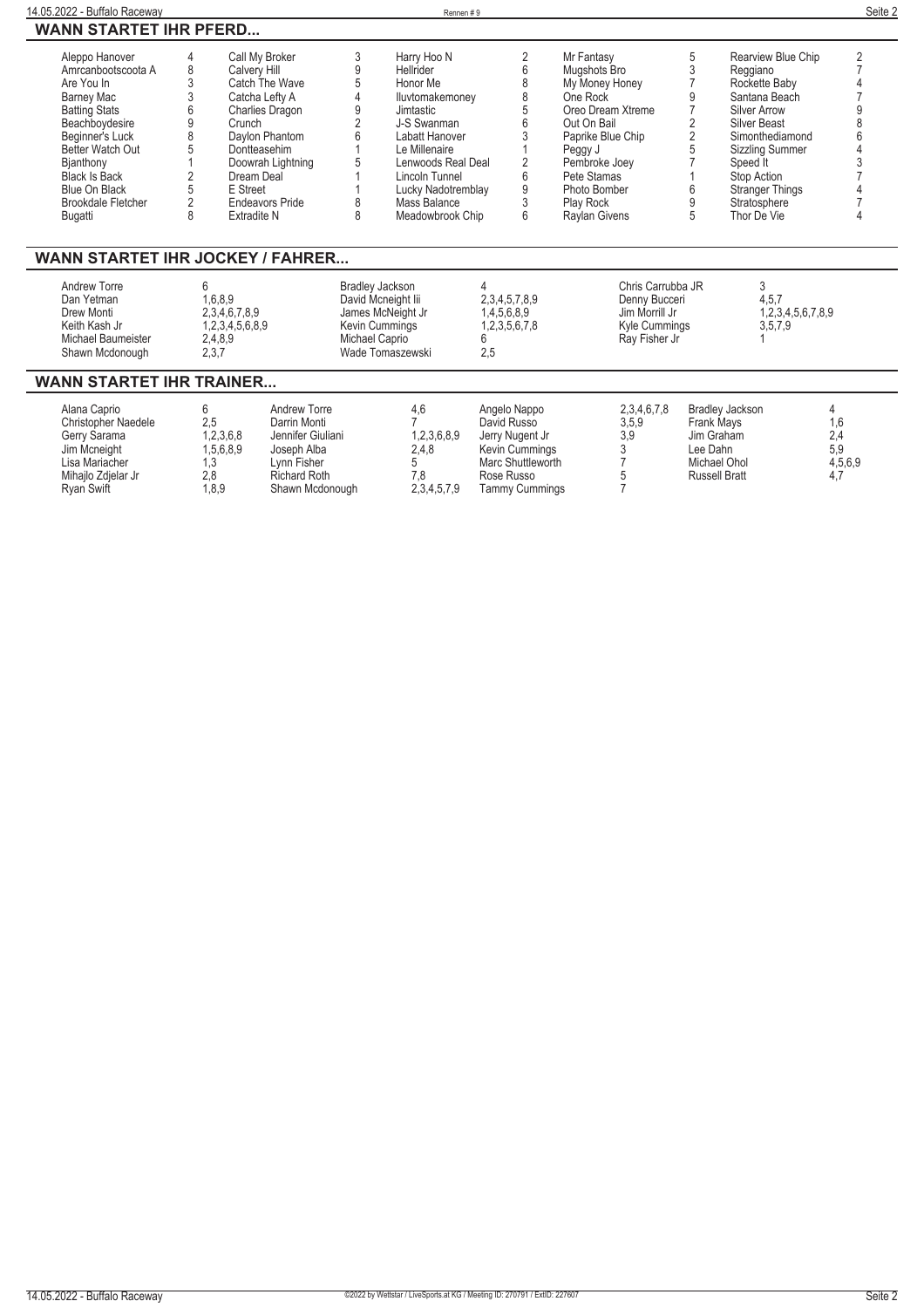## WANN STARTET IHR PFERD...

| Pferd | Rennen | Pferd | Rennen | Pferd | Rennen | Pferd | Rennen | Pferd | Rennen |
|---|---|---|---|---|---|---|---|---|---|
| Aleppo Hanover | 4 | Call My Broker | 3 | Harry Hoo N | 2 | Mr Fantasy | 5 | Rearview Blue Chip | 2 |
| Amrcanbootscoota A | 8 | Calvery Hill | 9 | Hellrider | 6 | Mugshots Bro | 3 | Reggiano | 7 |
| Are You In | 3 | Catch The Wave | 5 | Honor Me | 8 | My Money Honey | 7 | Rockette Baby | 4 |
| Barney Mac | 3 | Catcha Lefty A | 4 | Iluvtomakemoney | 8 | One Rock | 9 | Santana Beach | 7 |
| Batting Stats | 6 | Charlies Dragon | 9 | Jimtastic | 5 | Oreo Dream Xtreme | 7 | Silver Arrow | 9 |
| Beachboydesire | 9 | Crunch | 2 | J-S Swanman | 6 | Out On Bail | 2 | Silver Beast | 8 |
| Beginner's Luck | 8 | Daylon Phantom | 6 | Labatt Hanover | 3 | Paprike Blue Chip | 2 | Simonthediamond | 6 |
| Better Watch Out | 5 | Dontteasehim | 1 | Le Millenaire | 1 | Peggy J | 5 | Sizzling Summer | 4 |
| Bjanthony | 1 | Doowrah Lightning | 5 | Lenwoods Real Deal | 2 | Pembroke Joey | 7 | Speed It | 3 |
| Black Is Back | 2 | Dream Deal | 1 | Lincoln Tunnel | 6 | Pete Stamas | 1 | Stop Action | 7 |
| Blue On Black | 5 | E Street | 1 | Lucky Nadotremblay | 9 | Photo Bomber | 6 | Stranger Things | 4 |
| Brookdale Fletcher | 2 | Endeavors Pride | 8 | Mass Balance | 3 | Play Rock | 9 | Stratosphere | 7 |
| Bugatti | 8 | Extradite N | 8 | Meadowbrook Chip | 6 | Raylan Givens | 5 | Thor De Vie | 4 |

## WANN STARTET IHR JOCKEY / FAHRER...

| Fahrer | Rennen | Fahrer | Rennen | Fahrer | Rennen |
|---|---|---|---|---|---|
| Andrew Torre | 6 | Bradley Jackson | 4 | Chris Carrubba JR | 3 |
| Dan Yetman | 1,6,8,9 | David Mcneight Iii | 2,3,4,5,7,8,9 | Denny Bucceri | 4,5,7 |
| Drew Monti | 2,3,4,6,7,8,9 | James McNeight Jr | 1,4,5,6,8,9 | Jim Morrill Jr | 1,2,3,4,5,6,7,8,9 |
| Keith Kash Jr | 1,2,3,4,5,6,8,9 | Kevin Cummings | 1,2,3,5,6,7,8 | Kyle Cummings | 3,5,7,9 |
| Michael Baumeister | 2,4,8,9 | Michael Caprio | 6 | Ray Fisher Jr | 1 |
| Shawn Mcdonough | 2,3,7 | Wade Tomaszewski | 2,5 | | |

## WANN STARTET IHR TRAINER...

| Trainer | Rennen | Trainer | Rennen | Trainer | Rennen | Trainer | Rennen |
|---|---|---|---|---|---|---|---|
| Alana Caprio | 6 | Andrew Torre | 4,6 | Angelo Nappo | 2,3,4,6,7,8 | Bradley Jackson | 4 |
| Christopher Naedele | 2,5 | Darrin Monti | 7 | David Russo | 3,5,9 | Frank Mays | 1,6 |
| Gerry Sarama | 1,2,3,6,8 | Jennifer Giuliani | 1,2,3,6,8,9 | Jerry Nugent Jr | 3,9 | Jim Graham | 2,4 |
| Jim Mcneight | 1,5,6,8,9 | Joseph Alba | 2,4,8 | Kevin Cummings | 3 | Lee Dahn | 5,9 |
| Lisa Mariacher | 1,3 | Lynn Fisher | 5 | Marc Shuttleworth | 7 | Michael Ohol | 4,5,6,9 |
| Mihajlo Zdjelar Jr | 2,8 | Richard Roth | 7,8 | Rose Russo | 5 | Russell Bratt | 4,7 |
| Ryan Swift | 1,8,9 | Shawn Mcdonough | 2,3,4,5,7,9 | Tammy Cummings | 7 | | |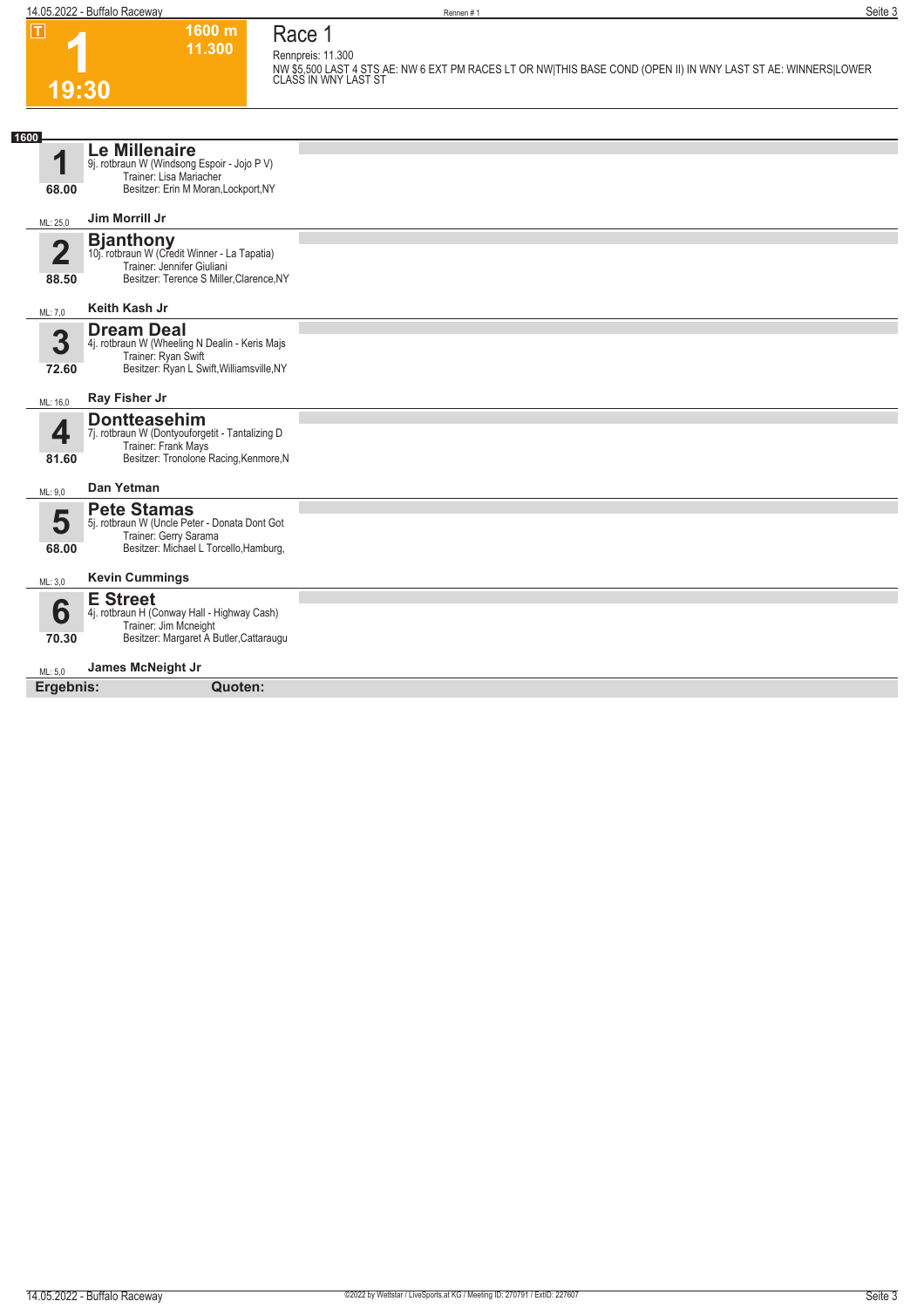T

# 1

**19:30**

**1600 m**
**11.300**

# Race 1

Rennpreis: 11.300

NW $5,500 LAST 4 STS AE: NW 6 EXT PM RACES LT OR NW|THIS BASE COND (OPEN II) IN WNY LAST ST AE: WINNERS|LOWER CLASS IN WNY LAST ST

**1600**

## 1 Le Millenaire
9j. rotbraun W (Windsong Espoir - Jojo P V)
Trainer: Lisa Mariacher
Besitzer: Erin M Moran,Lockport,NY

68.00

ML: 25,0 — **Jim Morrill Jr**

## 2 Bjanthony
10j. rotbraun W (Credit Winner - La Tapatia)
Trainer: Jennifer Giuliani
Besitzer: Terence S Miller,Clarence,NY

88.50

ML: 7,0 — **Keith Kash Jr**

## 3 Dream Deal
4j. rotbraun W (Wheeling N Dealin - Keris Majs
Trainer: Ryan Swift
Besitzer: Ryan L Swift,Williamsville,NY

72.60

ML: 16,0 — **Ray Fisher Jr**

## 4 Dontteasehim
7j. rotbraun W (Dontyouforgetit - Tantalizing D
Trainer: Frank Mays
Besitzer: Tronolone Racing,Kenmore,N

81.60

ML: 9,0 — **Dan Yetman**

## 5 Pete Stamas
5j. rotbraun W (Uncle Peter - Donata Dont Got
Trainer: Gerry Sarama
Besitzer: Michael L Torcello,Hamburg,

68.00

ML: 3,0 — **Kevin Cummings**

## 6 E Street
4j. rotbraun H (Conway Hall - Highway Cash)
Trainer: Jim Mcneight
Besitzer: Margaret A Butler,Cattaraugu

70.30

ML: 5,0 — **James McNeight Jr**

**Ergebnis:** **Quoten:**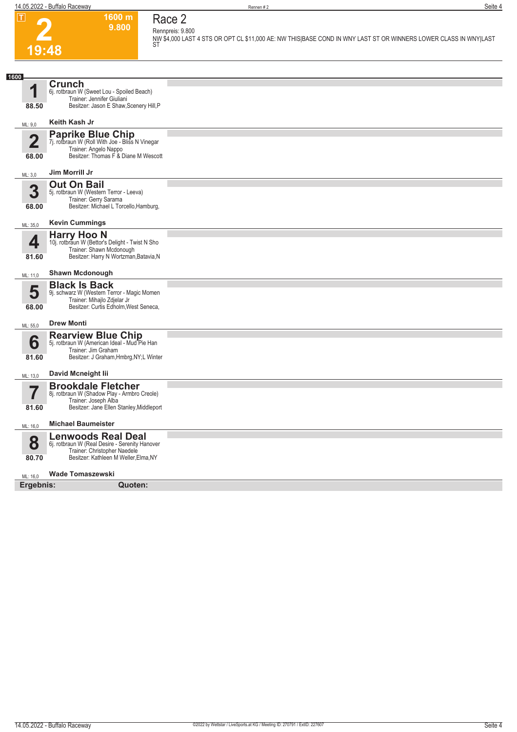# Race 2

**T** | **2** | **19:48** | **1600 m** | **9.800**

Rennpreis: 9.800

NW $4,000 LAST 4 STS OR OPT CL $11,000 AE: NW THIS|BASE COND IN WNY LAST ST OR WINNERS LOWER CLASS IN WNY|LAST ST

**1600**

**1 Crunch**
6j. rotbraun W (Sweet Lou - Spoiled Beach)
Trainer: Jennifer Giuliani
Besitzer: Jason E Shaw,Scenery Hill,P
88.50
ML: 9,0 — **Keith Kash Jr**

**2 Paprike Blue Chip**
7j. rotbraun W (Roll With Joe - Bliss N Vinegar
Trainer: Angelo Nappo
Besitzer: Thomas F & Diane M Wescott
68.00
ML: 3,0 — **Jim Morrill Jr**

**3 Out On Bail**
5j. rotbraun W (Western Terror - Leeva)
Trainer: Gerry Sarama
Besitzer: Michael L Torcello,Hamburg,
68.00
ML: 35,0 — **Kevin Cummings**

**4 Harry Hoo N**
10j. rotbraun W (Bettor's Delight - Twist N Sho
Trainer: Shawn Mcdonough
Besitzer: Harry N Wortzman,Batavia,N
81.60
ML: 11,0 — **Shawn Mcdonough**

**5 Black Is Back**
9j. schwarz W (Western Terror - Magic Momen
Trainer: Mihajlo Zdjelar Jr
Besitzer: Curtis Edholm,West Seneca,
68.00
ML: 55,0 — **Drew Monti**

**6 Rearview Blue Chip**
5j. rotbraun W (American Ideal - Mud Pie Han
Trainer: Jim Graham
Besitzer: J Graham,Hmbrg,NY;L Winter
81.60
ML: 13,0 — **David Mcneight Iii**

**7 Brookdale Fletcher**
8j. rotbraun W (Shadow Play - Armbro Creole)
Trainer: Joseph Alba
Besitzer: Jane Ellen Stanley,Middleport
81.60
ML: 16,0 — **Michael Baumeister**

**8 Lenwoods Real Deal**
6j. rotbraun W (Real Desire - Serenity Hanover
Trainer: Christopher Naedele
Besitzer: Kathleen M Weller,Elma,NY
80.70
ML: 16,0 — **Wade Tomaszewski**

**Ergebnis:** **Quoten:**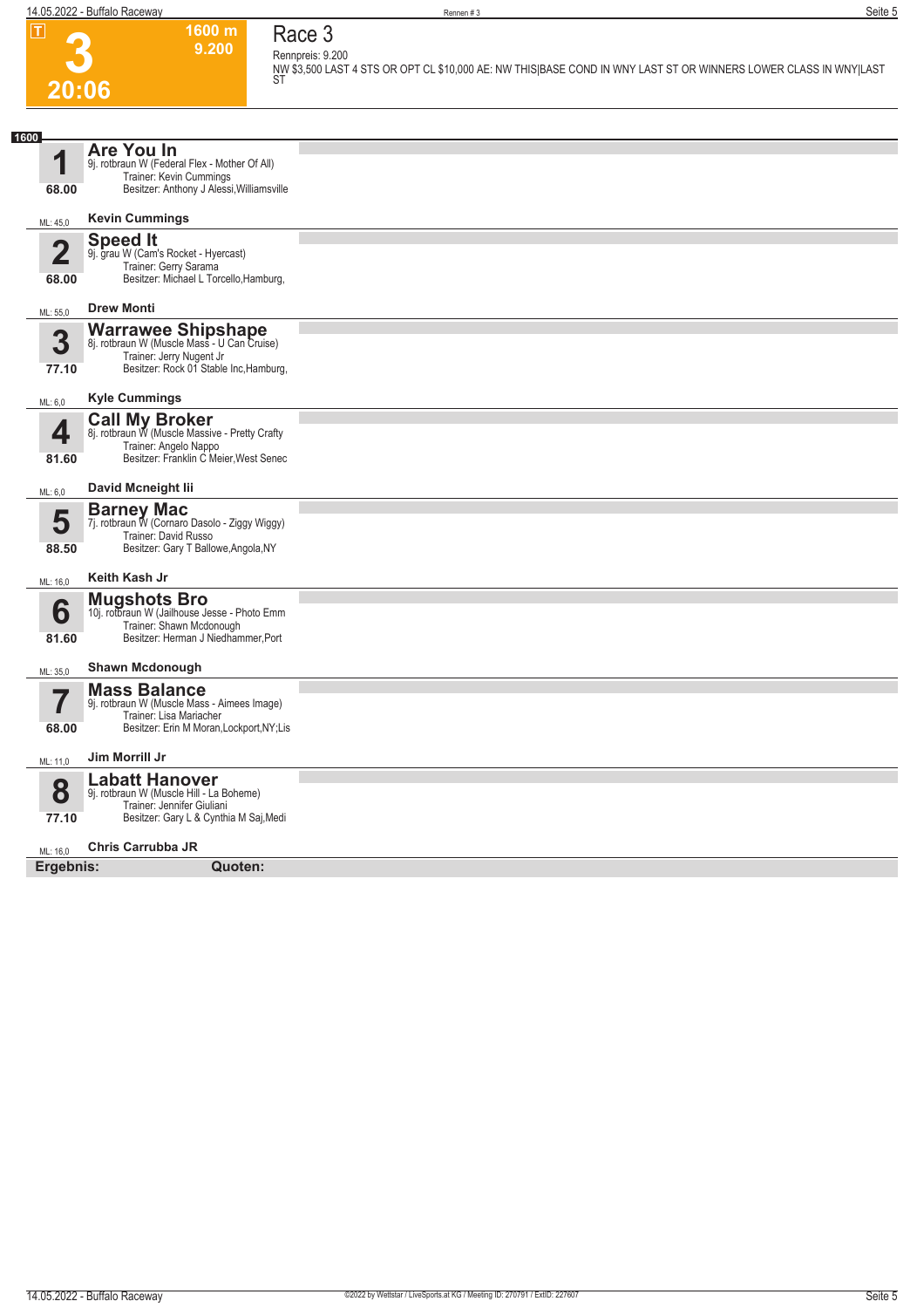T

# 3

**20:06**

**1600 m**
**9.200**

## Race 3

Rennpreis: 9.200

NW $3,500 LAST 4 STS OR OPT CL $10,000 AE: NW THIS|BASE COND IN WNY LAST ST OR WINNERS LOWER CLASS IN WNY|LAST ST

**1600**

**1** — **Are You In**
9j. rotbraun W (Federal Flex - Mother Of All)
Trainer: Kevin Cummings
Besitzer: Anthony J Alessi,Williamsville
68.00
ML: 45,0 — **Kevin Cummings**

**2** — **Speed It**
9j. grau W (Cam's Rocket - Hyercast)
Trainer: Gerry Sarama
Besitzer: Michael L Torcello,Hamburg,
68.00
ML: 55,0 — **Drew Monti**

**3** — **Warrawee Shipshape**
8j. rotbraun W (Muscle Mass - U Can Cruise)
Trainer: Jerry Nugent Jr
Besitzer: Rock 01 Stable Inc,Hamburg,
77.10
ML: 6,0 — **Kyle Cummings**

**4** — **Call My Broker**
8j. rotbraun W (Muscle Massive - Pretty Crafty
Trainer: Angelo Nappo
Besitzer: Franklin C Meier,West Senec
81.60
ML: 6,0 — **David Mcneight Iii**

**5** — **Barney Mac**
7j. rotbraun W (Cornaro Dasolo - Ziggy Wiggy)
Trainer: David Russo
Besitzer: Gary T Ballowe,Angola,NY
88.50
ML: 16,0 — **Keith Kash Jr**

**6** — **Mugshots Bro**
10j. rotbraun W (Jailhouse Jesse - Photo Emm
Trainer: Shawn Mcdonough
Besitzer: Herman J Niedhammer,Port
81.60
ML: 35,0 — **Shawn Mcdonough**

**7** — **Mass Balance**
9j. rotbraun W (Muscle Mass - Aimees Image)
Trainer: Lisa Mariacher
Besitzer: Erin M Moran,Lockport,NY;Lis
68.00
ML: 11,0 — **Jim Morrill Jr**

**8** — **Labatt Hanover**
9j. rotbraun W (Muscle Hill - La Boheme)
Trainer: Jennifer Giuliani
Besitzer: Gary L & Cynthia M Saj,Medi
77.10
ML: 16,0 — **Chris Carrubba JR**

**Ergebnis:** **Quoten:**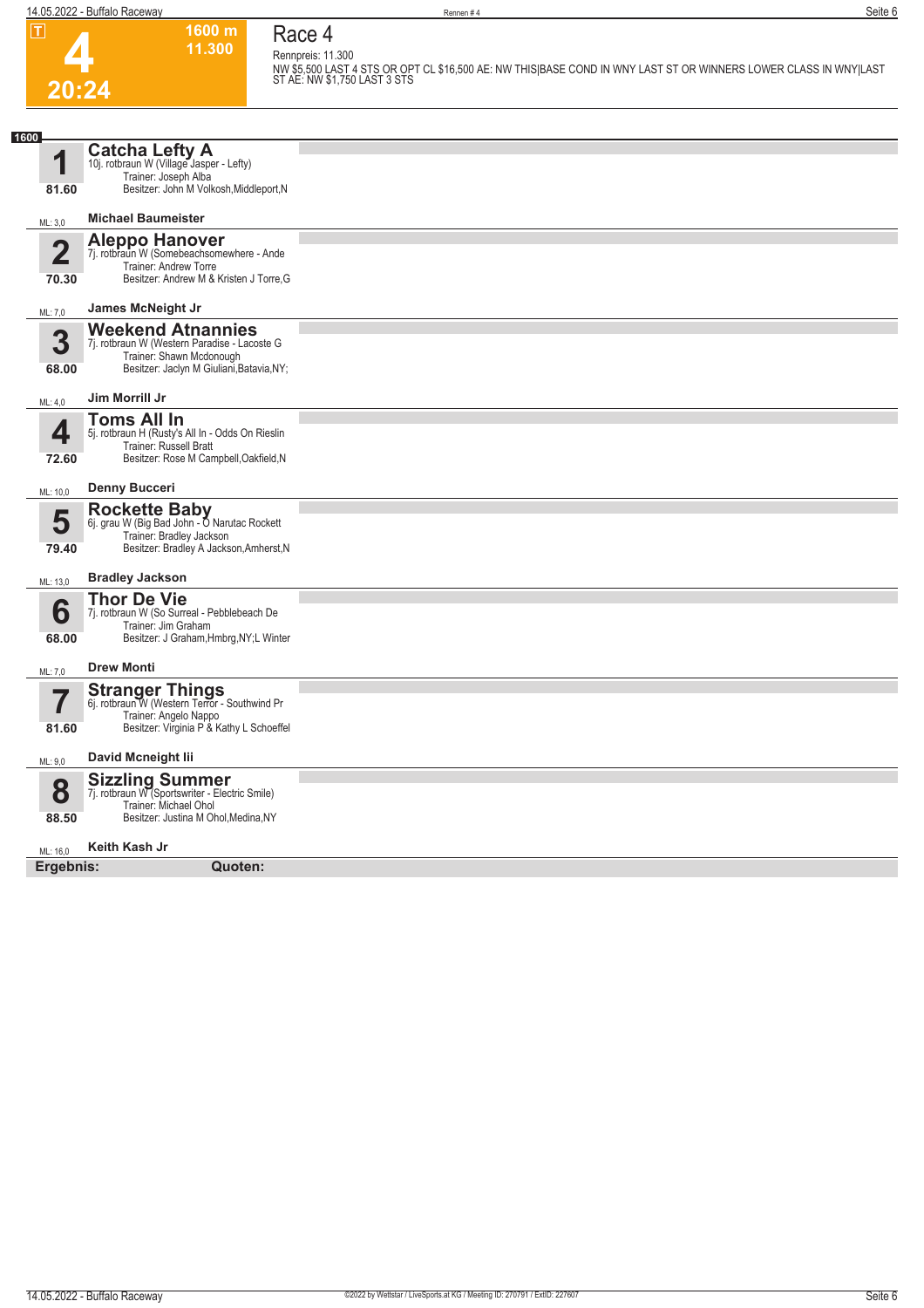# 4

**T**

**20:24**

**1600 m**
**11.300**

## Race 4

Rennpreis: 11.300

NW $5,500 LAST 4 STS OR OPT CL $16,500 AE: NW THIS|BASE COND IN WNY LAST ST OR WINNERS LOWER CLASS IN WNY|LAST ST AE: NW $1,750 LAST 3 STS

**1600**

### 1 Catcha Lefty A
10j. rotbraun W (Village Jasper - Lefty)
Trainer: Joseph Alba
Besitzer: John M Volkosh,Middleport,N
**81.60**
ML: 3,0
**Michael Baumeister**

### 2 Aleppo Hanover
7j. rotbraun W (Somebeachsomewhere - Ande
Trainer: Andrew Torre
Besitzer: Andrew M & Kristen J Torre,G
**70.30**
ML: 7,0
**James McNeight Jr**

### 3 Weekend Atnannies
7j. rotbraun W (Western Paradise - Lacoste G
Trainer: Shawn Mcdonough
Besitzer: Jaclyn M Giuliani,Batavia,NY;
**68.00**
ML: 4,0
**Jim Morrill Jr**

### 4 Toms All In
5j. rotbraun H (Rusty's All In - Odds On Rieslin
Trainer: Russell Bratt
Besitzer: Rose M Campbell,Oakfield,N
**72.60**
ML: 10,0
**Denny Bucceri**

### 5 Rockette Baby
6j. grau W (Big Bad John - O Narutac Rockett
Trainer: Bradley Jackson
Besitzer: Bradley A Jackson,Amherst,N
**79.40**
ML: 13,0
**Bradley Jackson**

### 6 Thor De Vie
7j. rotbraun W (So Surreal - Pebblebeach De
Trainer: Jim Graham
Besitzer: J Graham,Hmbrg,NY;L Winter
**68.00**
ML: 7,0
**Drew Monti**

### 7 Stranger Things
6j. rotbraun W (Western Terror - Southwind Pr
Trainer: Angelo Nappo
Besitzer: Virginia P & Kathy L Schoeffel
**81.60**
ML: 9,0
**David Mcneight Iii**

### 8 Sizzling Summer
7j. rotbraun W (Sportswriter - Electric Smile)
Trainer: Michael Ohol
Besitzer: Justina M Ohol,Medina,NY
**88.50**
ML: 16,0
**Keith Kash Jr**

**Ergebnis:** **Quoten:**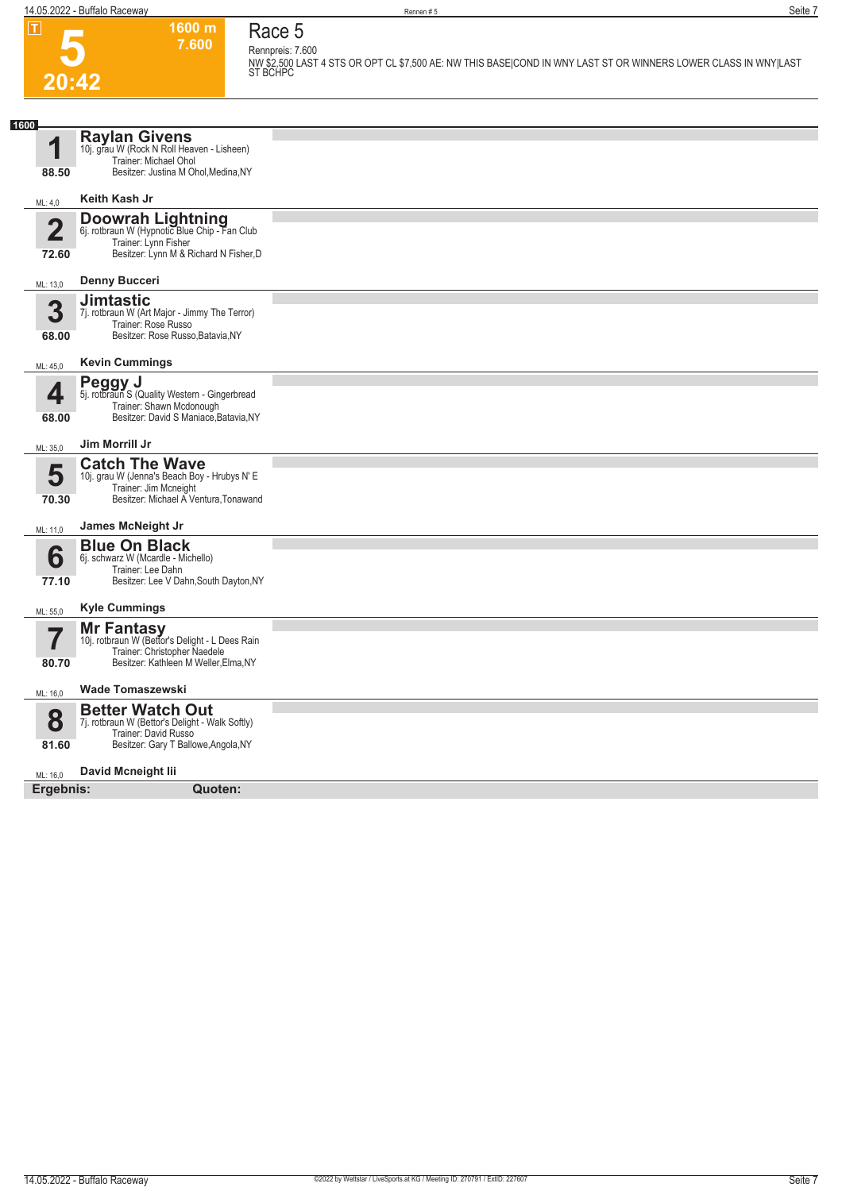**T** **5** **20:42** **1600 m** **7.600**

# Race 5

Rennpreis: 7.600

NW $2,500 LAST 4 STS OR OPT CL $7,500 AE: NW THIS BASE|COND IN WNY LAST ST OR WINNERS LOWER CLASS IN WNY|LAST ST BCHPC

**1600**

**1** **Raylan Givens**
10j. grau W (Rock N Roll Heaven - Lisheen)
Trainer: Michael Ohol
Besitzer: Justina M Ohol,Medina,NY
**88.50**
ML: 4,0 **Keith Kash Jr**

**2** **Doowrah Lightning**
6j. rotbraun W (Hypnotic Blue Chip - Fan Club
Trainer: Lynn Fisher
Besitzer: Lynn M & Richard N Fisher,D
**72.60**
ML: 13,0 **Denny Bucceri**

**3** **Jimtastic**
7j. rotbraun W (Art Major - Jimmy The Terror)
Trainer: Rose Russo
Besitzer: Rose Russo,Batavia,NY
**68.00**
ML: 45,0 **Kevin Cummings**

**4** **Peggy J**
5j. rotbraun S (Quality Western - Gingerbread
Trainer: Shawn Mcdonough
Besitzer: David S Maniace,Batavia,NY
**68.00**
ML: 35,0 **Jim Morrill Jr**

**5** **Catch The Wave**
10j. grau W (Jenna's Beach Boy - Hrubys N' E
Trainer: Jim Mcneight
Besitzer: Michael A Ventura,Tonawand
**70.30**
ML: 11,0 **James McNeight Jr**

**6** **Blue On Black**
6j. schwarz W (Mcardle - Michello)
Trainer: Lee Dahn
Besitzer: Lee V Dahn,South Dayton,NY
**77.10**
ML: 55,0 **Kyle Cummings**

**7** **Mr Fantasy**
10j. rotbraun W (Bettor's Delight - L Dees Rain
Trainer: Christopher Naedele
Besitzer: Kathleen M Weller,Elma,NY
**80.70**
ML: 16,0 **Wade Tomaszewski**

**8** **Better Watch Out**
7j. rotbraun W (Bettor's Delight - Walk Softly)
Trainer: David Russo
Besitzer: Gary T Ballowe,Angola,NY
**81.60**
ML: 16,0 **David Mcneight Iii**

**Ergebnis:** **Quoten:**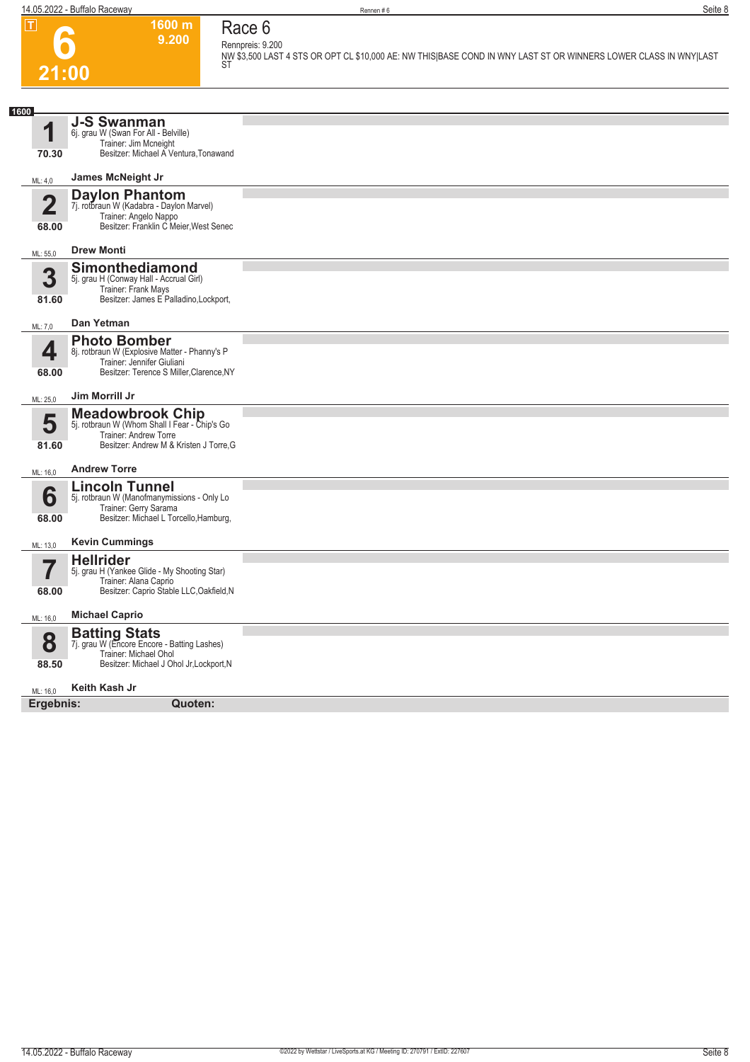# 6

**T**

**21:00**

**1600 m**
**9.200**

## Race 6

Rennpreis: 9.200

NW $3,500 LAST 4 STS OR OPT CL $10,000 AE: NW THIS|BASE COND IN WNY LAST ST OR WINNERS LOWER CLASS IN WNY|LAST ST

**1600**

| Nr. | Pferd | Details | Fahrer | ML |
|---|---|---|---|---|
| 1 (70.30) | **J-S Swanman** | 6j. grau W (Swan For All - Belville)<br>Trainer: Jim Mcneight<br>Besitzer: Michael A Ventura,Tonawand | James McNeight Jr | 4,0 |
| 2 (68.00) | **Daylon Phantom** | 7j. rotbraun W (Kadabra - Daylon Marvel)<br>Trainer: Angelo Nappo<br>Besitzer: Franklin C Meier,West Senec | Drew Monti | 55,0 |
| 3 (81.60) | **Simonthediamond** | 5j. grau H (Conway Hall - Accrual Girl)<br>Trainer: Frank Mays<br>Besitzer: James E Palladino,Lockport, | Dan Yetman | 7,0 |
| 4 (68.00) | **Photo Bomber** | 8j. rotbraun W (Explosive Matter - Phanny's P<br>Trainer: Jennifer Giuliani<br>Besitzer: Terence S Miller,Clarence,NY | Jim Morrill Jr | 25,0 |
| 5 (81.60) | **Meadowbrook Chip** | 5j. rotbraun W (Whom Shall I Fear - Chip's Go<br>Trainer: Andrew Torre<br>Besitzer: Andrew M & Kristen J Torre,G | Andrew Torre | 16,0 |
| 6 (68.00) | **Lincoln Tunnel** | 5j. rotbraun W (Manofmanymissions - Only Lo<br>Trainer: Gerry Sarama<br>Besitzer: Michael L Torcello,Hamburg, | Kevin Cummings | 13,0 |
| 7 (68.00) | **Hellrider** | 5j. grau H (Yankee Glide - My Shooting Star)<br>Trainer: Alana Caprio<br>Besitzer: Caprio Stable LLC,Oakfield,N | Michael Caprio | 16,0 |
| 8 (88.50) | **Batting Stats** | 7j. grau W (Encore Encore - Batting Lashes)<br>Trainer: Michael Ohol<br>Besitzer: Michael J Ohol Jr,Lockport,N | Keith Kash Jr | 16,0 |

**Ergebnis:** **Quoten:**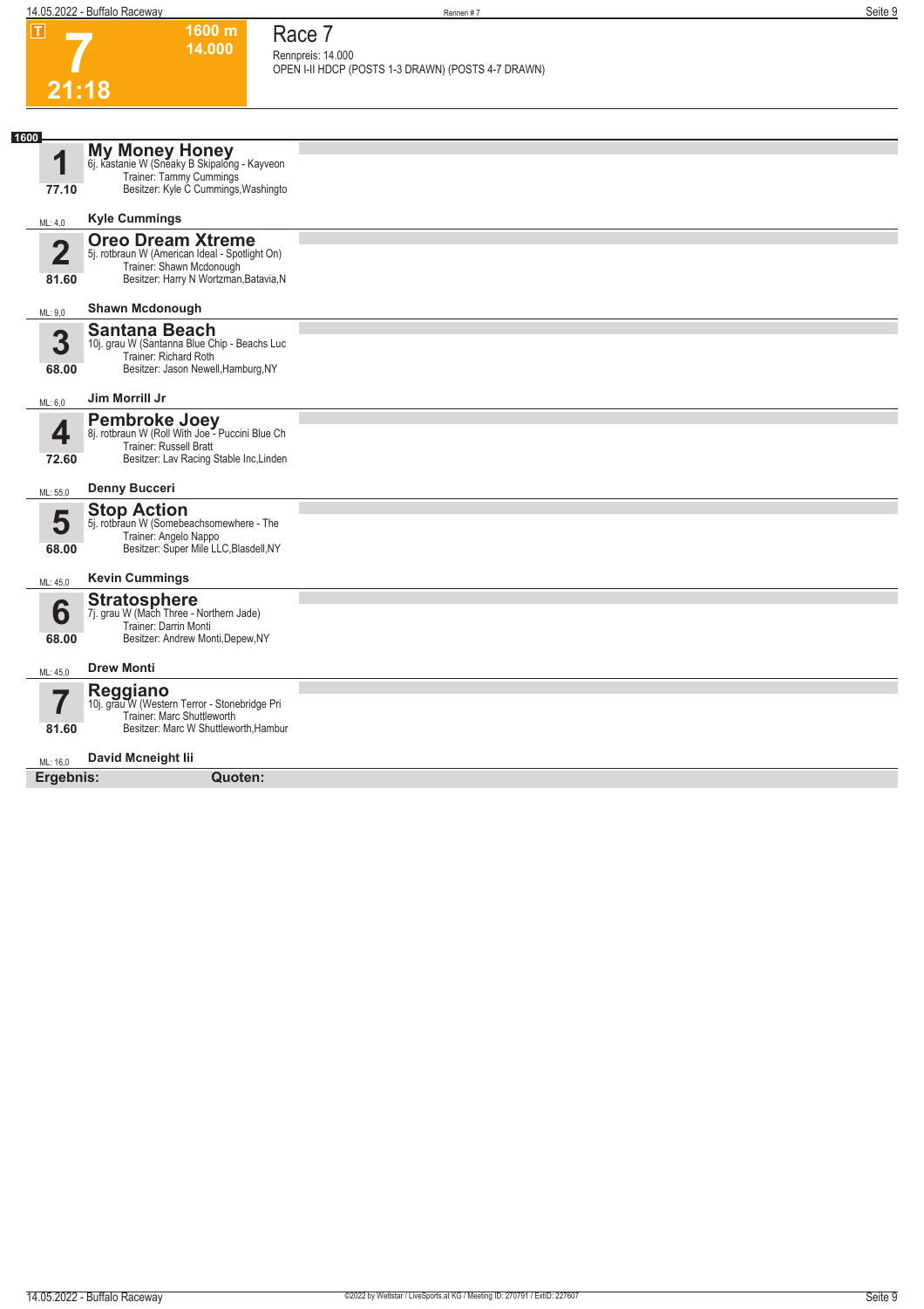# 7

**1600 m**
**14.000**

**21:18**

## Race 7

Rennpreis: 14.000
OPEN I-II HDCP (POSTS 1-3 DRAWN) (POSTS 4-7 DRAWN)

**1600**

**1** **My Money Honey**
6j. kastanie W (Sneaky B Skipalong - Kayveon
Trainer: Tammy Cummings
Besitzer: Kyle C Cummings,Washingto
77.10
ML: 4,0 **Kyle Cummings**

**2** **Oreo Dream Xtreme**
5j. rotbraun W (American Ideal - Spotlight On)
Trainer: Shawn Mcdonough
Besitzer: Harry N Wortzman,Batavia,N
81.60
ML: 9,0 **Shawn Mcdonough**

**3** **Santana Beach**
10j. grau W (Santanna Blue Chip - Beachs Luc
Trainer: Richard Roth
Besitzer: Jason Newell,Hamburg,NY
68.00
ML: 6,0 **Jim Morrill Jr**

**4** **Pembroke Joey**
8j. rotbraun W (Roll With Joe - Puccini Blue Ch
Trainer: Russell Bratt
Besitzer: Lav Racing Stable Inc,Linden
72.60
ML: 55,0 **Denny Bucceri**

**5** **Stop Action**
5j. rotbraun W (Somebeachsomewhere - The
Trainer: Angelo Nappo
Besitzer: Super Mile LLC,Blasdell,NY
68.00
ML: 45,0 **Kevin Cummings**

**6** **Stratosphere**
7j. grau W (Mach Three - Northern Jade)
Trainer: Darrin Monti
Besitzer: Andrew Monti,Depew,NY
68.00
ML: 45,0 **Drew Monti**

**7** **Reggiano**
10j. grau W (Western Terror - Stonebridge Pri
Trainer: Marc Shuttleworth
Besitzer: Marc W Shuttleworth,Hambur
81.60
ML: 16,0 **David Mcneight Iii**

**Ergebnis:** **Quoten:**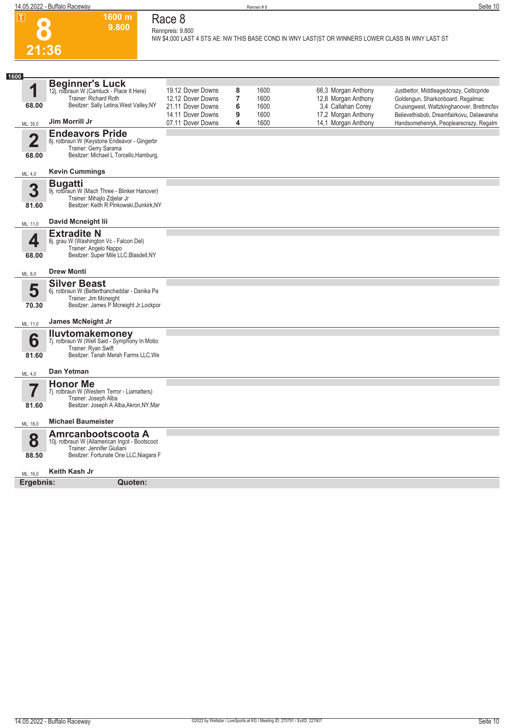**T**

# 8

**21:36**

**1600 m**
**9.800**

## Race 8

Rennpreis: 9.800

NW $4,000 LAST 4 STS AE: NW THIS BASE COND IN WNY LAST|ST OR WINNERS LOWER CLASS IN WNY LAST ST

**1600**

### 1 Beginner's Luck

12j. rotbraun W (Camluck - Place It Here)
Trainer: Richard Roth
Besitzer: Sally Letina,West Valley,NY
68.00
ML: 35,0
**Jim Morrill Jr**

| Datum | Bahn | Platz | Distanz | Quote | Fahrer | Erste Drei |
|---|---|---|---|---|---|---|
| 19.12 | Dover Downs | 8 | 1600 | 66,3 | Morgan Anthony | Justbettor, Middleagedcrazy, Celticpride |
| 12.12 | Dover Downs | 7 | 1600 | 12,8 | Morgan Anthony | Goldengun, Sharkonboard, Regalmac |
| 21.11 | Dover Downs | 6 | 1600 | 3,4 | Callahan Corey | Cruisingwest, Waltzkinghanover, Brettmcfav |
| 14.11 | Dover Downs | 9 | 1600 | 17,2 | Morgan Anthony | Believethisbob, Dreamfairkovu, Delawareha |
| 07.11 | Dover Downs | 4 | 1600 | 14,1 | Morgan Anthony | Handsomehenryk, Peoplearecrazy, Regalm |

### 2 Endeavors Pride

8j. rotbraun W (Keystone Endeavor - Gingerbr
Trainer: Gerry Sarama
Besitzer: Michael L Torcello,Hamburg,
68.00
ML: 4,0
**Kevin Cummings**

### 3 Bugatti

9j. rotbraun W (Mach Three - Blinker Hanover)
Trainer: Mihajlo Zdjelar Jr
Besitzer: Keith R Pinkowski,Dunkirk,NY
81.60
ML: 11,0
**David Mcneight Iii**

### 4 Extradite N

8j. grau W (Washington Vc - Falcon Del)
Trainer: Angelo Nappo
Besitzer: Super Mile LLC,Blasdell,NY
68.00
ML: 8,0
**Drew Monti**

### 5 Silver Beast

6j. rotbraun W (Betterthancheddar - Danika Pa
Trainer: Jim Mcneight
Besitzer: James P Mcneight Jr,Lockpor
70.30
ML: 11,0
**James McNeight Jr**

### 6 Iluvtomakemoney

7j. rotbraun W (Well Said - Symphony In Motio
Trainer: Ryan Swift
Besitzer: Tanah Merah Farms LLC,We
81.60
ML: 4,0
**Dan Yetman**

### 7 Honor Me

7j. rotbraun W (Western Terror - Liamatters)
Trainer: Joseph Alba
Besitzer: Joseph A Alba,Akron,NY;Mar
81.60
ML: 16,0
**Michael Baumeister**

### 8 Amrcanbootscoota A

10j. rotbraun W (Allamerican Ingot - Bootscoot
Trainer: Jennifer Giuliani
Besitzer: Fortunate One LLC,Niagara F
88.50
ML: 16,0
**Keith Kash Jr**

**Ergebnis:** **Quoten:**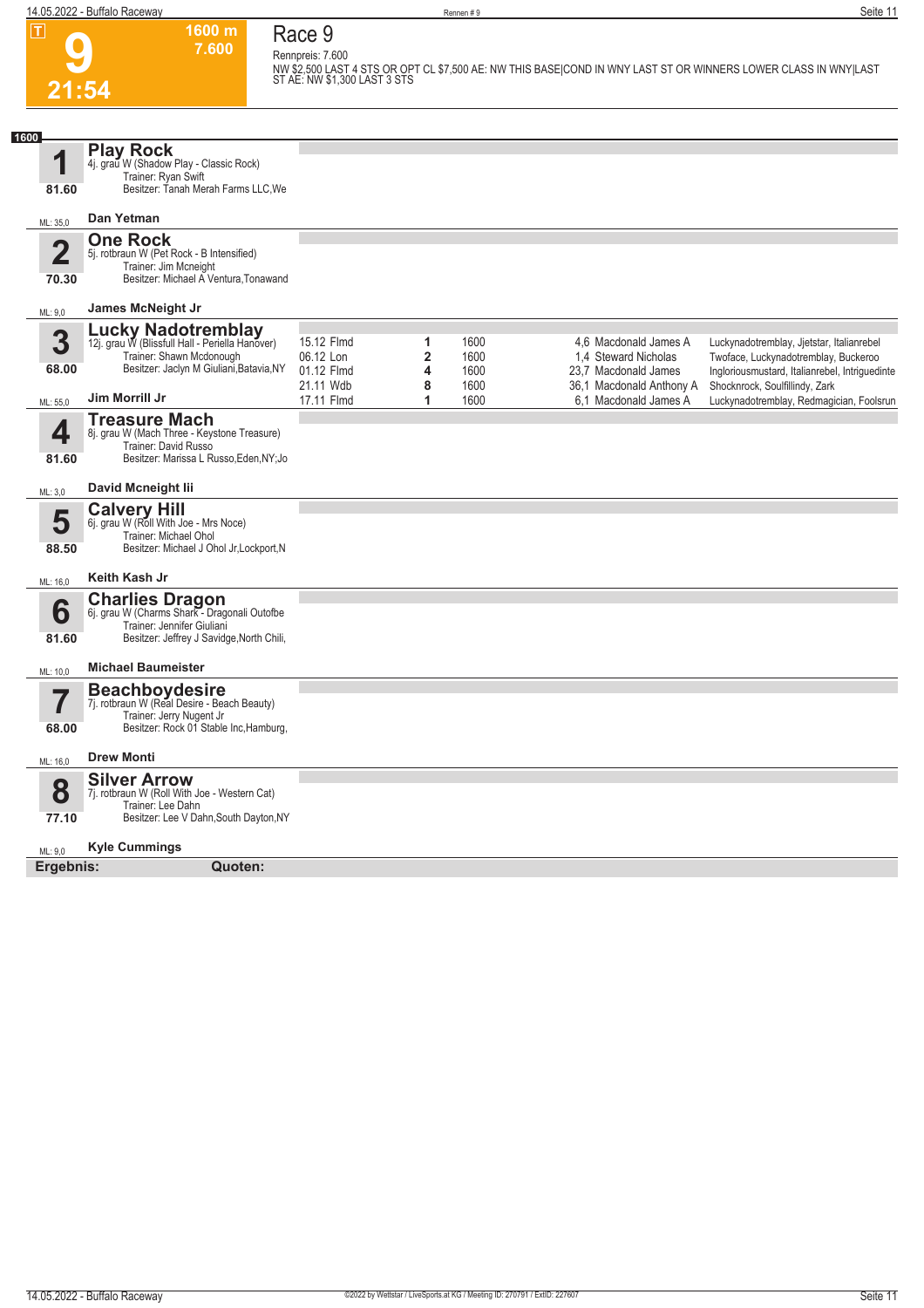# 9

**1600 m**
**7.600**

**21:54**

## Race 9

Rennpreis: 7.600

NW $2,500 LAST 4 STS OR OPT CL $7,500 AE: NW THIS BASE|COND IN WNY LAST ST OR WINNERS LOWER CLASS IN WNY|LAST ST AE: NW $1,300 LAST 3 STS

**1600**

### 1 Play Rock
4j. grau W (Shadow Play - Classic Rock)
Trainer: Ryan Swift
Besitzer: Tanah Merah Farms LLC,We
81.60
ML: 35,0
**Dan Yetman**

### 2 One Rock
5j. rotbraun W (Pet Rock - B Intensified)
Trainer: Jim Mcneight
Besitzer: Michael A Ventura,Tonawand
70.30
ML: 9,0
**James McNeight Jr**

### 3 Lucky Nadotremblay
12j. grau W (Blissfull Hall - Periella Hanover)
Trainer: Shawn Mcdonough
Besitzer: Jaclyn M Giuliani,Batavia,NY
68.00
ML: 55,0
**Jim Morrill Jr**

| | | | | | |
|---|---|---|---|---|---|
| 15.12 Flmd | 1 | 1600 | 4,6 | Macdonald James A | Luckynadotremblay, Jjetstar, Italianrebel |
| 06.12 Lon | 2 | 1600 | 1,4 | Steward Nicholas | Twoface, Luckynadotremblay, Buckeroo |
| 01.12 Flmd | 4 | 1600 | 23,7 | Macdonald James | Ingloriousmustard, Italianrebel, Intriguedinte |
| 21.11 Wdb | 8 | 1600 | 36,1 | Macdonald Anthony A | Shocknrock, Soulfillindy, Zark |
| 17.11 Flmd | 1 | 1600 | 6,1 | Macdonald James A | Luckynadotremblay, Redmagician, Foolsrun |

### 4 Treasure Mach
8j. grau W (Mach Three - Keystone Treasure)
Trainer: David Russo
Besitzer: Marissa L Russo,Eden,NY;Jo
81.60
ML: 3,0
**David Mcneight Iii**

### 5 Calvery Hill
6j. grau W (Roll With Joe - Mrs Noce)
Trainer: Michael Ohol
Besitzer: Michael J Ohol Jr,Lockport,N
88.50
ML: 16,0
**Keith Kash Jr**

### 6 Charlies Dragon
6j. grau W (Charms Shark - Dragonali Outofbe
Trainer: Jennifer Giuliani
Besitzer: Jeffrey J Savidge,North Chili,
81.60
ML: 10,0
**Michael Baumeister**

### 7 Beachboydesire
7j. rotbraun W (Real Desire - Beach Beauty)
Trainer: Jerry Nugent Jr
Besitzer: Rock 01 Stable Inc,Hamburg,
68.00
ML: 16,0
**Drew Monti**

### 8 Silver Arrow
7j. rotbraun W (Roll With Joe - Western Cat)
Trainer: Lee Dahn
Besitzer: Lee V Dahn,South Dayton,NY
77.10
ML: 9,0
**Kyle Cummings**

**Ergebnis:** **Quoten:**